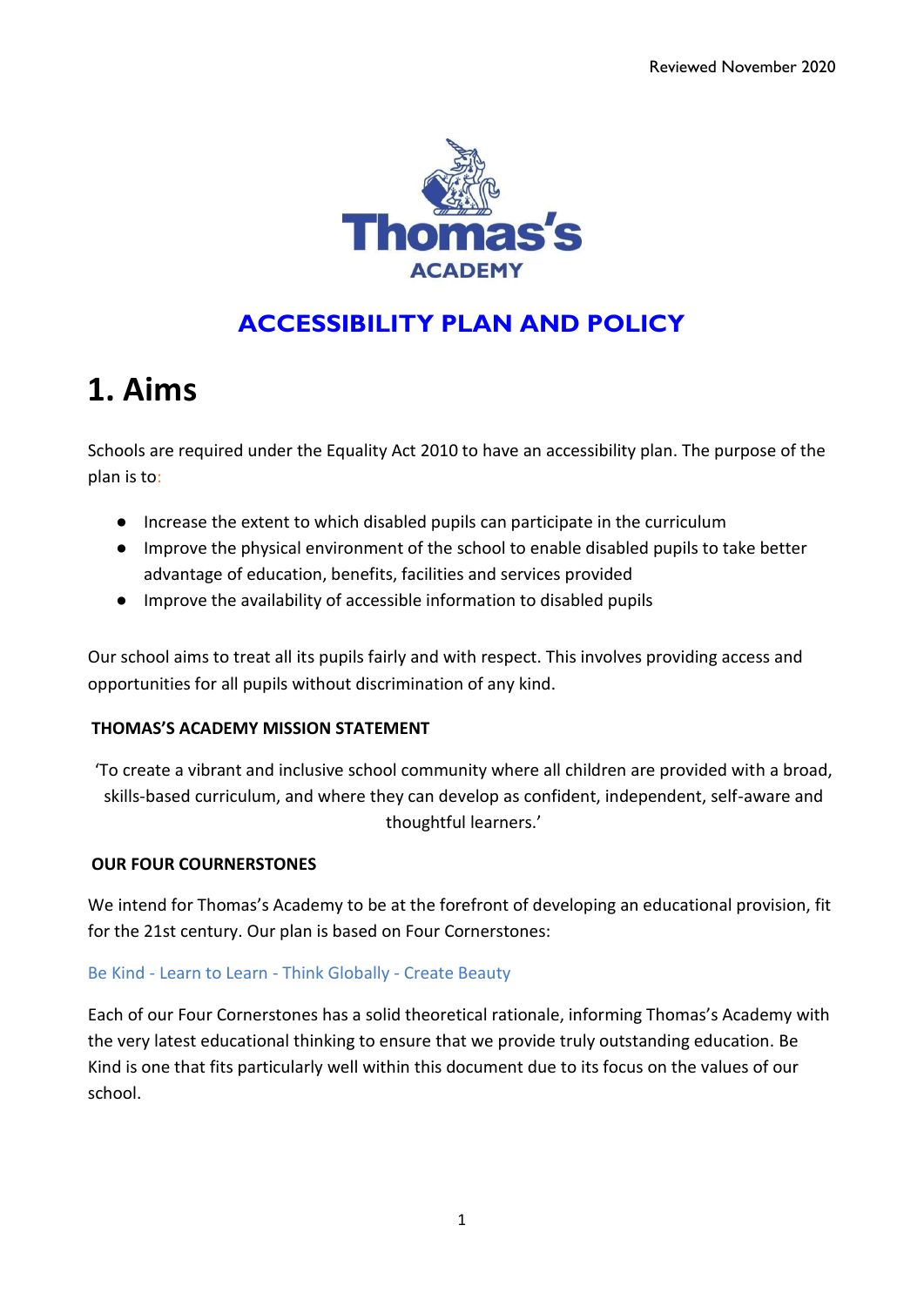Reviewed November 2020

Thomas's ACADEMY

# ACCESSIBILITY PLAN AND POLICY

# 1. Aims

Schools are required under the Equality Act 2010 to have an accessibility plan. The purpose of the plan is to:

- Increase the extent to which disabled pupils can participate in the curriculum
- Improve the physical environment of the school to enable disabled pupils to take better advantage of education, benefits, facilities and services provided
- Improve the availability of accessible information to disabled pupils

Our school aims to treat all its pupils fairly and with respect. This involves providing access and opportunities for all pupils without discrimination of any kind.

**THOMAS'S ACADEMY MISSION STATEMENT**

'To create a vibrant and inclusive school community where all children are provided with a broad, skills-based curriculum, and where they can develop as confident, independent, self-aware and thoughtful learners.'

**OUR FOUR COURNERSTONES**

We intend for Thomas's Academy to be at the forefront of developing an educational provision, fit for the 21st century. Our plan is based on Four Cornerstones:

Be Kind - Learn to Learn - Think Globally - Create Beauty

Each of our Four Cornerstones has a solid theoretical rationale, informing Thomas's Academy with the very latest educational thinking to ensure that we provide truly outstanding education. Be Kind is one that fits particularly well within this document due to its focus on the values of our school.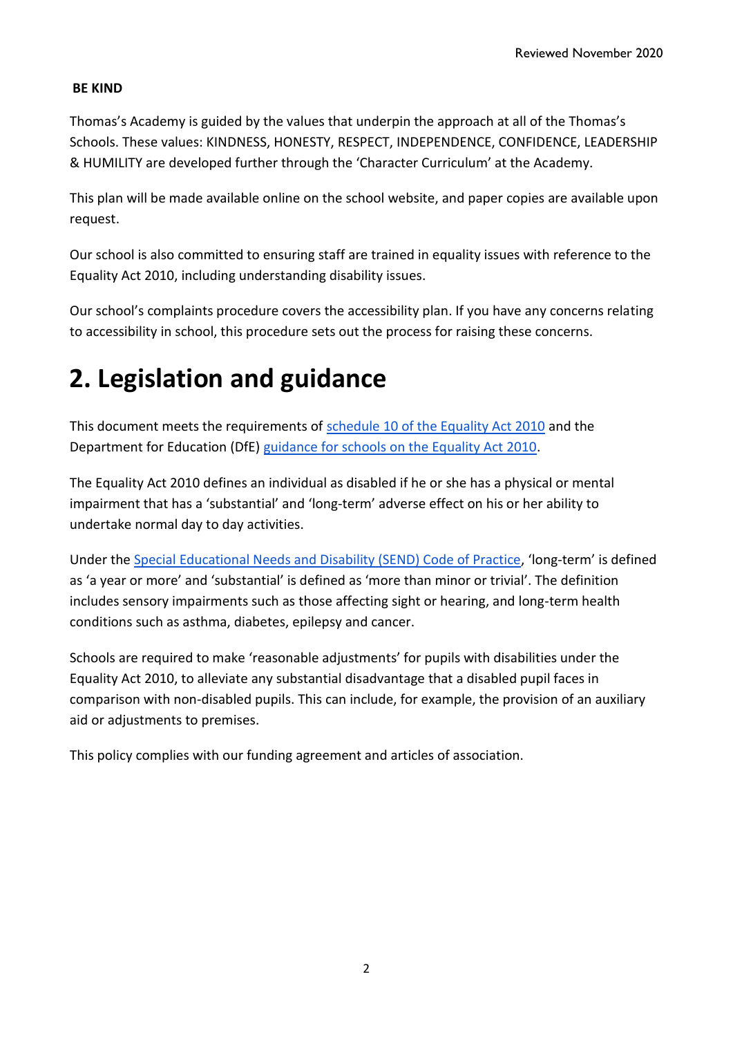**BE KIND**

Thomas's Academy is guided by the values that underpin the approach at all of the Thomas's Schools. These values: KINDNESS, HONESTY, RESPECT, INDEPENDENCE, CONFIDENCE, LEADERSHIP & HUMILITY are developed further through the 'Character Curriculum' at the Academy.

This plan will be made available online on the school website, and paper copies are available upon request.

Our school is also committed to ensuring staff are trained in equality issues with reference to the Equality Act 2010, including understanding disability issues.

Our school's complaints procedure covers the accessibility plan. If you have any concerns relating to accessibility in school, this procedure sets out the process for raising these concerns.

# 2. Legislation and guidance

This document meets the requirements of schedule 10 of the Equality Act 2010 and the Department for Education (DfE) guidance for schools on the Equality Act 2010.

The Equality Act 2010 defines an individual as disabled if he or she has a physical or mental impairment that has a 'substantial' and 'long-term' adverse effect on his or her ability to undertake normal day to day activities.

Under the Special Educational Needs and Disability (SEND) Code of Practice, 'long-term' is defined as 'a year or more' and 'substantial' is defined as 'more than minor or trivial'. The definition includes sensory impairments such as those affecting sight or hearing, and long-term health conditions such as asthma, diabetes, epilepsy and cancer.

Schools are required to make 'reasonable adjustments' for pupils with disabilities under the Equality Act 2010, to alleviate any substantial disadvantage that a disabled pupil faces in comparison with non-disabled pupils. This can include, for example, the provision of an auxiliary aid or adjustments to premises.

This policy complies with our funding agreement and articles of association.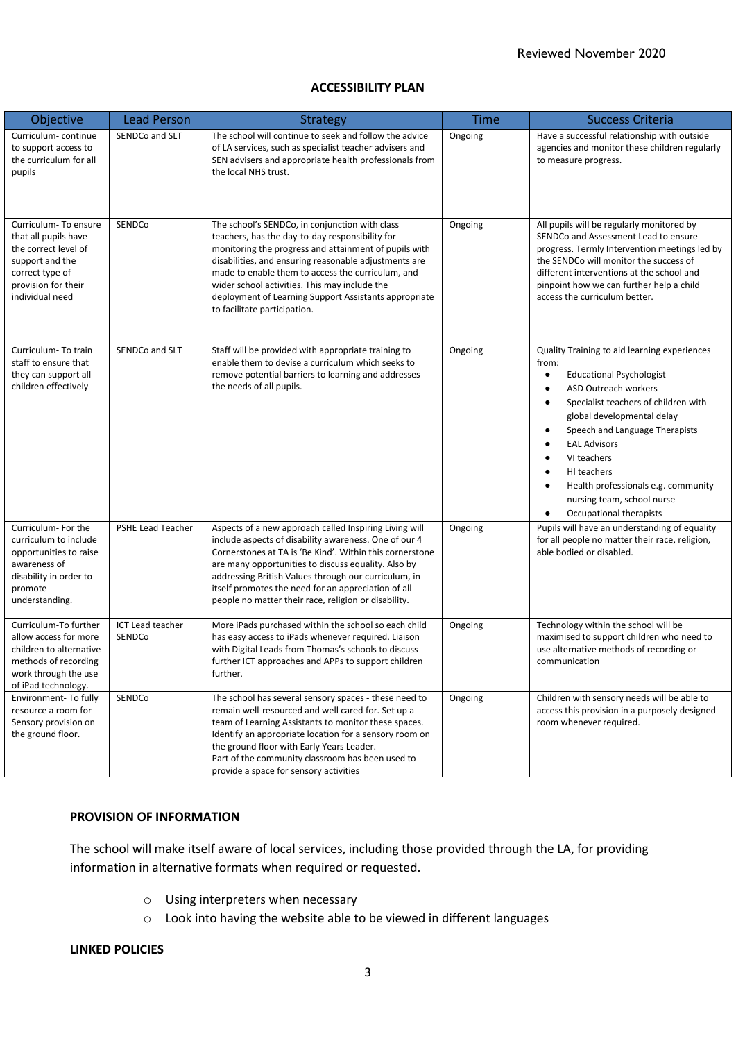Reviewed November 2020

## ACCESSIBILITY PLAN

| Objective | Lead Person | Strategy | Time | Success Criteria |
|---|---|---|---|---|
| Curriculum- continue to support access to the curriculum for all pupils | SENDCo and SLT | The school will continue to seek and follow the advice of LA services, such as specialist teacher advisers and SEN advisers and appropriate health professionals from the local NHS trust. | Ongoing | Have a successful relationship with outside agencies and monitor these children regularly to measure progress. |
| Curriculum- To ensure that all pupils have the correct level of support and the correct type of provision for their individual need | SENDCo | The school's SENDCo, in conjunction with class teachers, has the day-to-day responsibility for monitoring the progress and attainment of pupils with disabilities, and ensuring reasonable adjustments are made to enable them to access the curriculum, and wider school activities. This may include the deployment of Learning Support Assistants appropriate to facilitate participation. | Ongoing | All pupils will be regularly monitored by SENDCo and Assessment Lead to ensure progress. Termly Intervention meetings led by the SENDCo will monitor the success of different interventions at the school and pinpoint how we can further help a child access the curriculum better. |
| Curriculum- To train staff to ensure that they can support all children effectively | SENDCo and SLT | Staff will be provided with appropriate training to enable them to devise a curriculum which seeks to remove potential barriers to learning and addresses the needs of all pupils. | Ongoing | Quality Training to aid learning experiences from: <br>• Educational Psychologist<br>• ASD Outreach workers<br>• Specialist teachers of children with global developmental delay<br>• Speech and Language Therapists<br>• EAL Advisors<br>• VI teachers<br>• HI teachers<br>• Health professionals e.g. community nursing team, school nurse<br>• Occupational therapists |
| Curriculum- For the curriculum to include opportunities to raise awareness of disability in order to promote understanding. | PSHE Lead Teacher | Aspects of a new approach called Inspiring Living will include aspects of disability awareness. One of our 4 Cornerstones at TA is 'Be Kind'. Within this cornerstone are many opportunities to discuss equality. Also by addressing British Values through our curriculum, in itself promotes the need for an appreciation of all people no matter their race, religion or disability. | Ongoing | Pupils will have an understanding of equality for all people no matter their race, religion, able bodied or disabled. |
| Curriculum-To further allow access for more children to alternative methods of recording work through the use of iPad technology. | ICT Lead teacher SENDCo | More iPads purchased within the school so each child has easy access to iPads whenever required. Liaison with Digital Leads from Thomas's schools to discuss further ICT approaches and APPs to support children further. | Ongoing | Technology within the school will be maximised to support children who need to use alternative methods of recording or communication |
| Environment- To fully resource a room for Sensory provision on the ground floor. | SENDCo | The school has several sensory spaces - these need to remain well-resourced and well cared for. Set up a team of Learning Assistants to monitor these spaces. Identify an appropriate location for a sensory room on the ground floor with Early Years Leader. Part of the community classroom has been used to provide a space for sensory activities | Ongoing | Children with sensory needs will be able to access this provision in a purposely designed room whenever required. |

### PROVISION OF INFORMATION

The school will make itself aware of local services, including those provided through the LA, for providing information in alternative formats when required or requested.

- Using interpreters when necessary
- Look into having the website able to be viewed in different languages

### LINKED POLICIES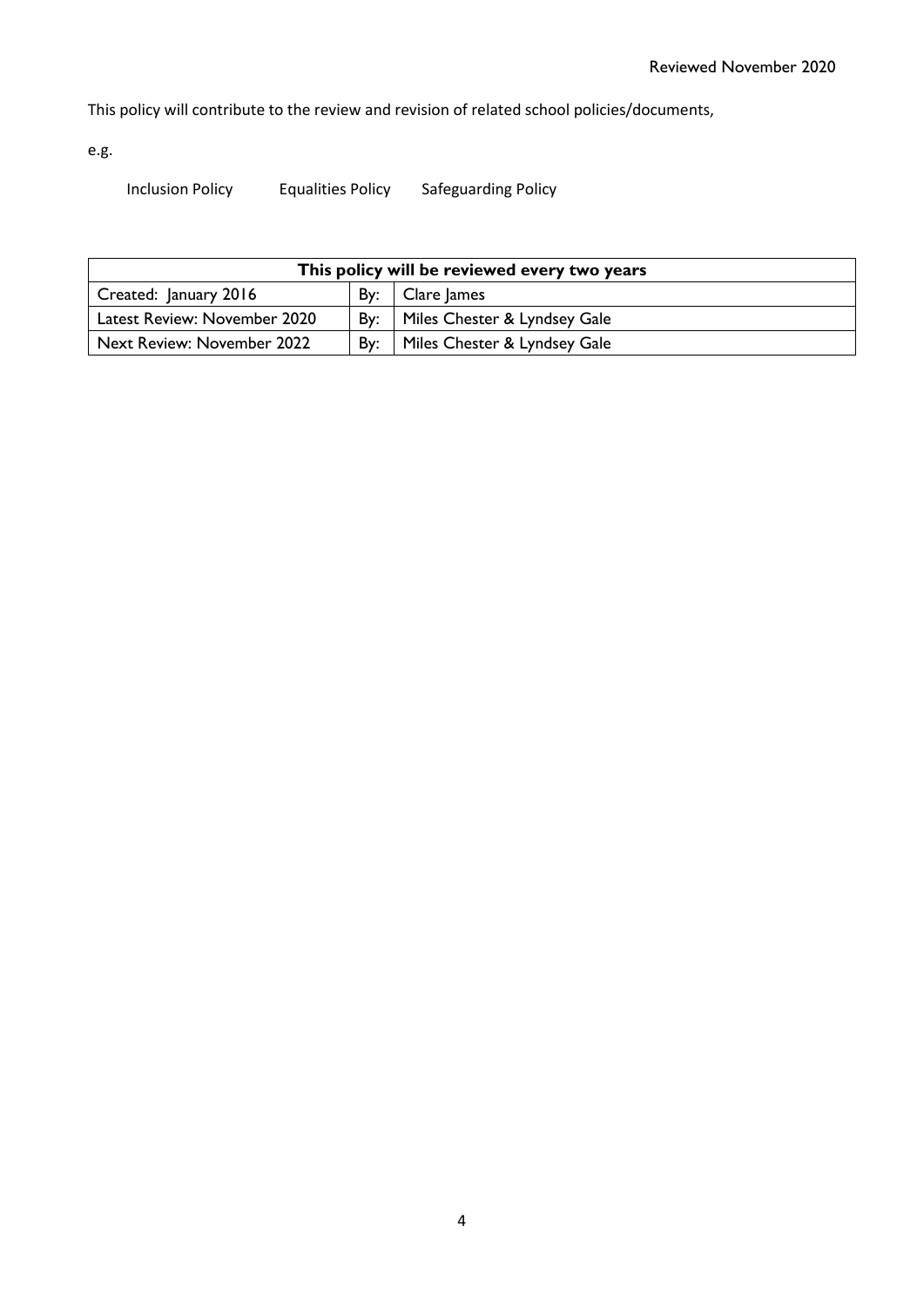Reviewed November 2020

This policy will contribute to the review and revision of related school policies/documents,

e.g.

Inclusion Policy    Equalities Policy    Safeguarding Policy

| This policy will be reviewed every two years | | |
|---|---|---|
| Created: January 2016 | By: | Clare James |
| Latest Review: November 2020 | By: | Miles Chester & Lyndsey Gale |
| Next Review: November 2022 | By: | Miles Chester & Lyndsey Gale |